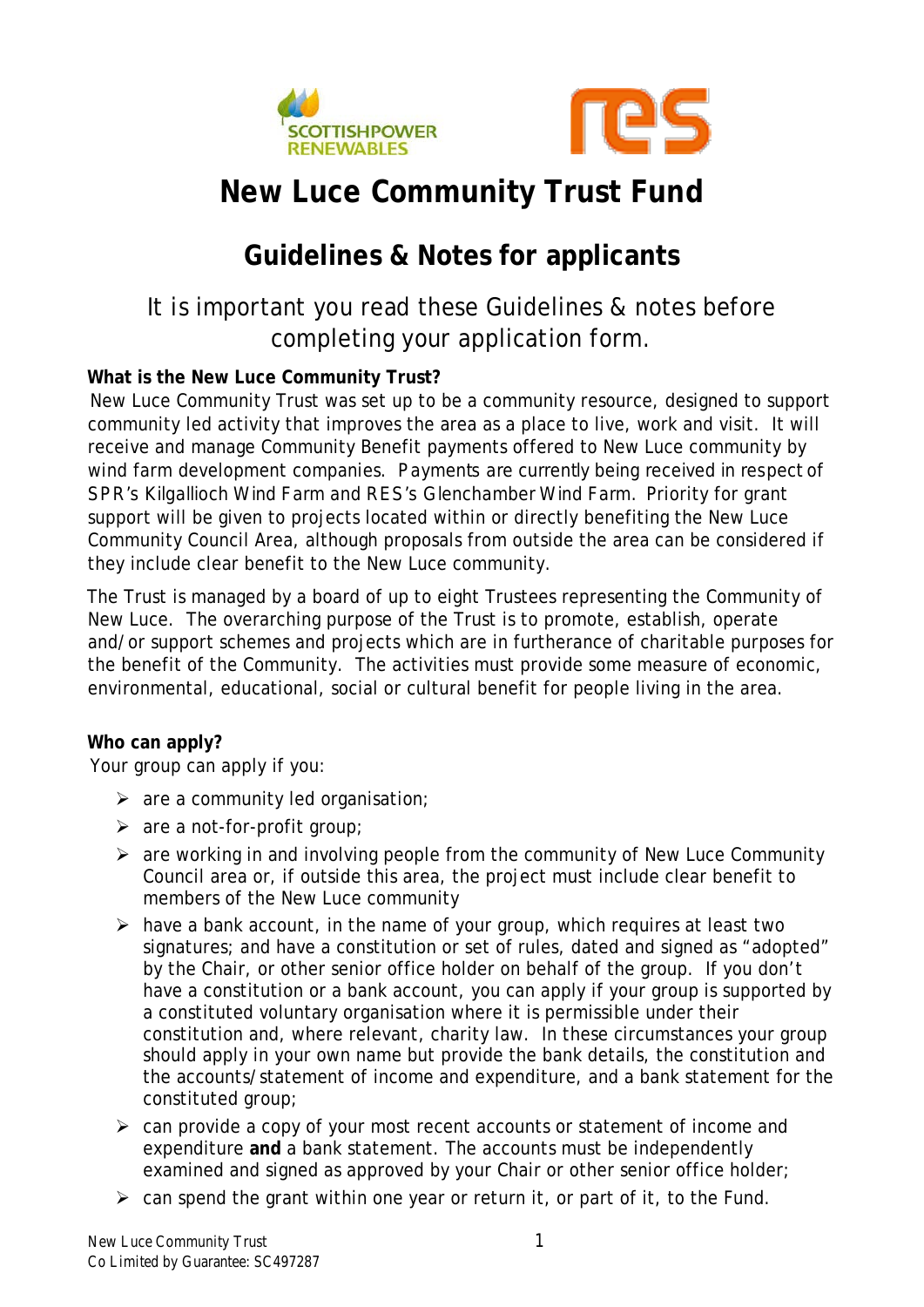# New Luce Community Trust Fund

## Guidelines & Notes for applicants

It is important you read these Guidelines & notes before completing your application form.

**What is the New Luce Community Trust?**

New Luce Community Trust was set up to be a community resource, designed to support community led activity that improves the area as a place to live, work and visit. It will receive and manage Community Benefit payments offered to New Luce community by wind farm development companies. Payments are currently being received in respect of SPR's Kilgallioch Wind Farm and RES's Glenchamber Wind Farm. Priority for grant support will be given to projects located within or directly benefiting the New Luce Community Council Area, although proposals from outside the area can be considered if they include clear benefit to the New Luce community.

The Trust is managed by a board of up to eight Trustees representing the Community of New Luce. The overarching purpose of the Trust is to promote, establish, operate and/or support schemes and projects which are in furtherance of charitable purposes for the benefit of the Community. The activities must provide some measure of economic, environmental, educational, social or cultural benefit for people living in the area.

**Who can apply?**

Your group can apply if you:

- are a community led organisation;
- are a not-for-profit group;
- are working in and involving people from the community of New Luce Community Council area or, if outside this area, the project must include clear benefit to members of the New Luce community
- have a bank account, in the name of your group, which requires at least two signatures; and have a constitution or set of rules, dated and signed as "adopted" by the Chair, or other senior office holder on behalf of the group. If you don't have a constitution or a bank account, you can apply if your group is supported by a constituted voluntary organisation where it is permissible under their constitution and, where relevant, charity law. In these circumstances your group should apply in your own name but provide the bank details, the constitution and the accounts/statement of income and expenditure, and a bank statement for the constituted group;
- can provide a copy of your most recent accounts or statement of income and expenditure **and** a bank statement. The accounts must be independently examined and signed as approved by your Chair or other senior office holder;
- can spend the grant within one year or return it, or part of it, to the Fund.

New Luce Community Trust
Co Limited by Guarantee: SC497287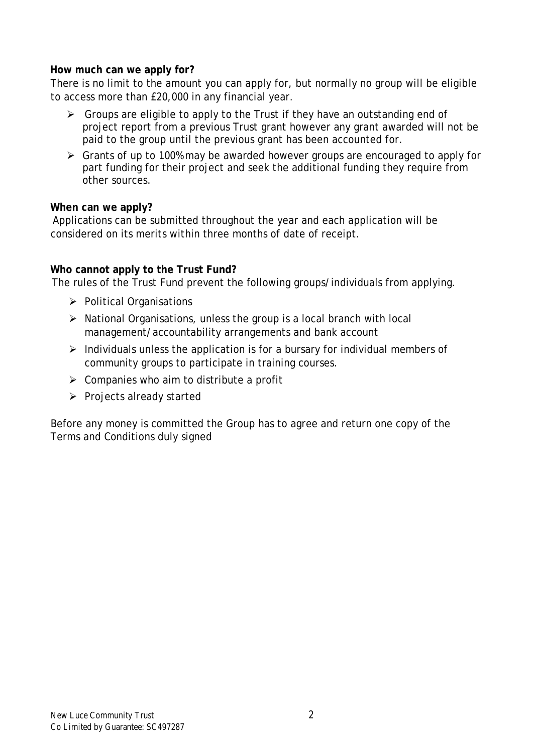**How much can we apply for?**

There is no limit to the amount you can apply for, but normally no group will be eligible to access more than £20,000 in any financial year.

- Groups are eligible to apply to the Trust if they have an outstanding end of project report from a previous Trust grant however any grant awarded will not be paid to the group until the previous grant has been accounted for.
- Grants of up to 100% may be awarded however groups are encouraged to apply for part funding for their project and seek the additional funding they require from other sources.

**When can we apply?**

Applications can be submitted throughout the year and each application will be considered on its merits within three months of date of receipt.

**Who cannot apply to the Trust Fund?**

The rules of the Trust Fund prevent the following groups/individuals from applying.

- Political Organisations
- National Organisations, unless the group is a local branch with local management/accountability arrangements and bank account
- Individuals unless the application is for a bursary for individual members of community groups to participate in training courses.
- Companies who aim to distribute a profit
- Projects already started

Before any money is committed the Group has to agree and return one copy of the Terms and Conditions duly signed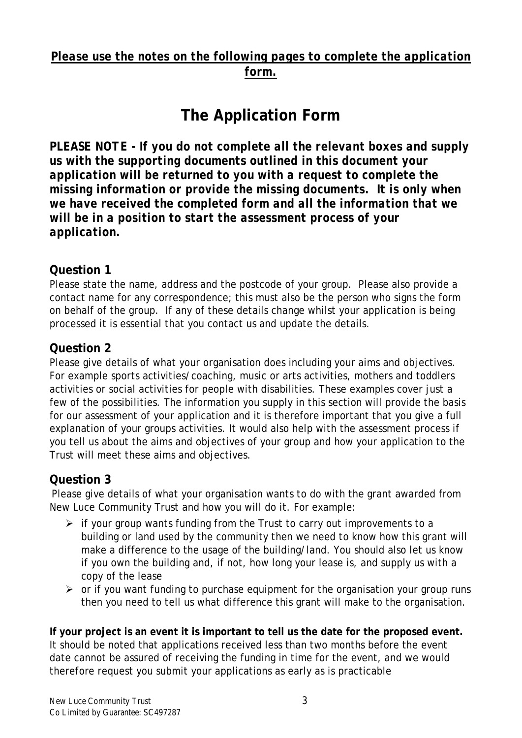***Please use the notes on the following pages to complete the application form.***

# The Application Form

***PLEASE NOTE - If you do not complete all the relevant boxes and supply us with the supporting documents outlined in this document your application will be returned to you with a request to complete the missing information or provide the missing documents. It is only when we have received the completed form and all the information that we will be in a position to start the assessment process of your application.***

## Question 1

Please state the name, address and the postcode of your group. Please also provide a contact name for any correspondence; this must also be the person who signs the form on behalf of the group. If any of these details change whilst your application is being processed it is essential that you contact us and update the details.

## Question 2

Please give details of what your organisation does including your aims and objectives. For example sports activities/coaching, music or arts activities, mothers and toddlers activities or social activities for people with disabilities. These examples cover just a few of the possibilities. The information you supply in this section will provide the basis for our assessment of your application and it is therefore important that you give a full explanation of your groups activities. It would also help with the assessment process if you tell us about the aims and objectives of your group and how your application to the Trust will meet these aims and objectives.

## Question 3

Please give details of what your organisation wants to do with the grant awarded from New Luce Community Trust and how you will do it. For example:

- if your group wants funding from the Trust to carry out improvements to a building or land used by the community then we need to know how this grant will make a difference to the usage of the building/land. You should also let us know if you own the building and, if not, how long your lease is, and supply us with a copy of the lease
- or if you want funding to purchase equipment for the organisation your group runs then you need to tell us what difference this grant will make to the organisation.

**If your project is an event it is important to tell us the date for the proposed event.** It should be noted that applications received less than two months before the event date cannot be assured of receiving the funding in time for the event, and we would therefore request you submit your applications as early as is practicable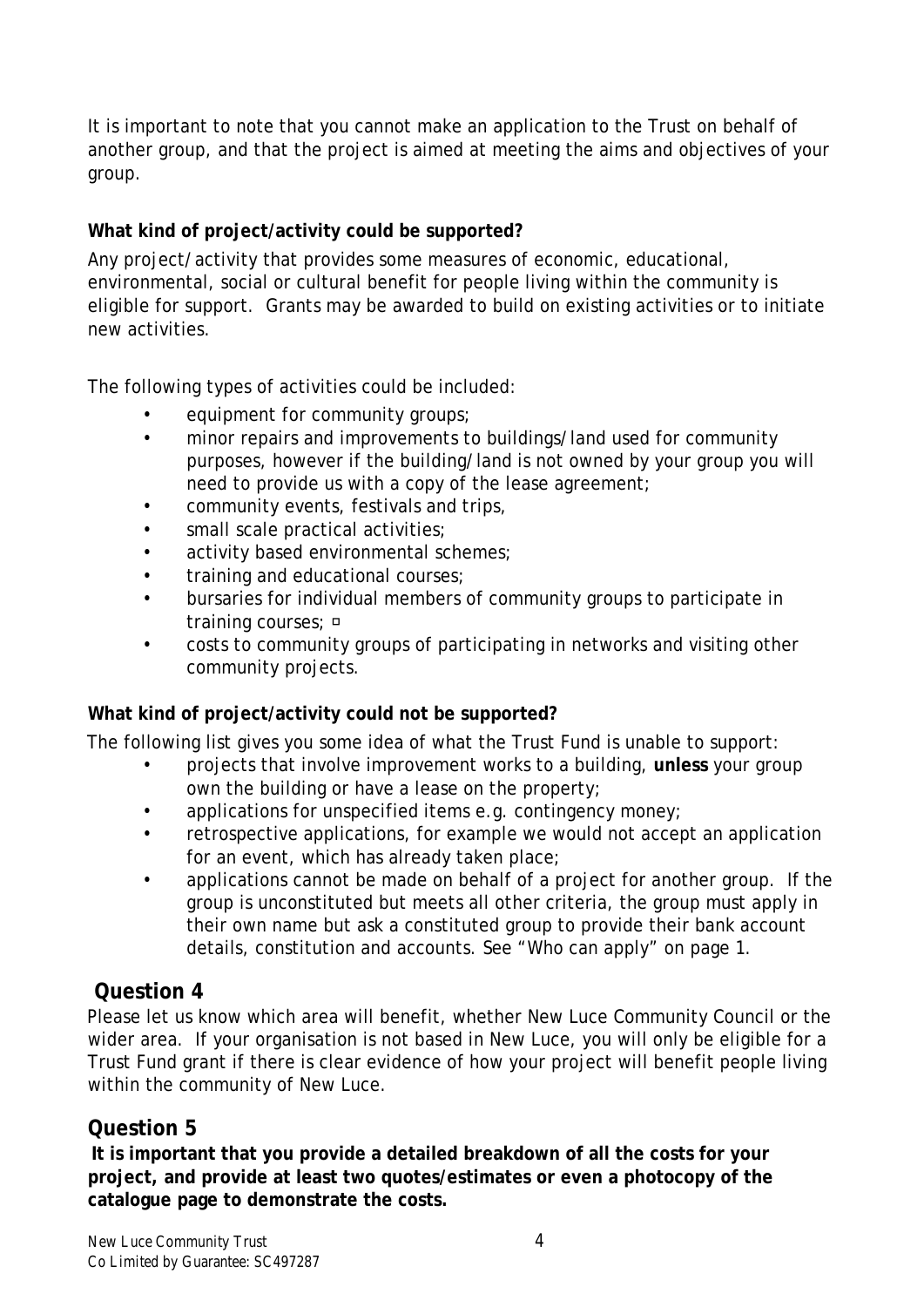It is important to note that you cannot make an application to the Trust on behalf of another group, and that the project is aimed at meeting the aims and objectives of your group.

**What kind of project/activity could be supported?**

Any project/activity that provides some measures of economic, educational, environmental, social or cultural benefit for people living within the community is eligible for support. Grants may be awarded to build on existing activities or to initiate new activities.

The following types of activities could be included:

- equipment for community groups;
- minor repairs and improvements to buildings/land used for community purposes, however if the building/land is not owned by your group you will need to provide us with a copy of the lease agreement;
- community events, festivals and trips,
- small scale practical activities;
- activity based environmental schemes;
- training and educational courses;
- bursaries for individual members of community groups to participate in training courses; ▫
- costs to community groups of participating in networks and visiting other community projects.

**What kind of project/activity could not be supported?**

The following list gives you some idea of what the Trust Fund is unable to support:

- projects that involve improvement works to a building, **unless** your group own the building or have a lease on the property;
- applications for unspecified items e.g. contingency money;
- retrospective applications, for example we would not accept an application for an event, which has already taken place;
- applications cannot be made on behalf of a project for another group. If the group is unconstituted but meets all other criteria, the group must apply in their own name but ask a constituted group to provide their bank account details, constitution and accounts. See "Who can apply" on page 1.

## Question 4

Please let us know which area will benefit, whether New Luce Community Council or the wider area. If your organisation is not based in New Luce, you will only be eligible for a Trust Fund grant if there is clear evidence of how your project will benefit people living within the community of New Luce.

## Question 5

**It is important that you provide a detailed breakdown of all the costs for your project, and provide at least two quotes/estimates or even a photocopy of the catalogue page to demonstrate the costs.**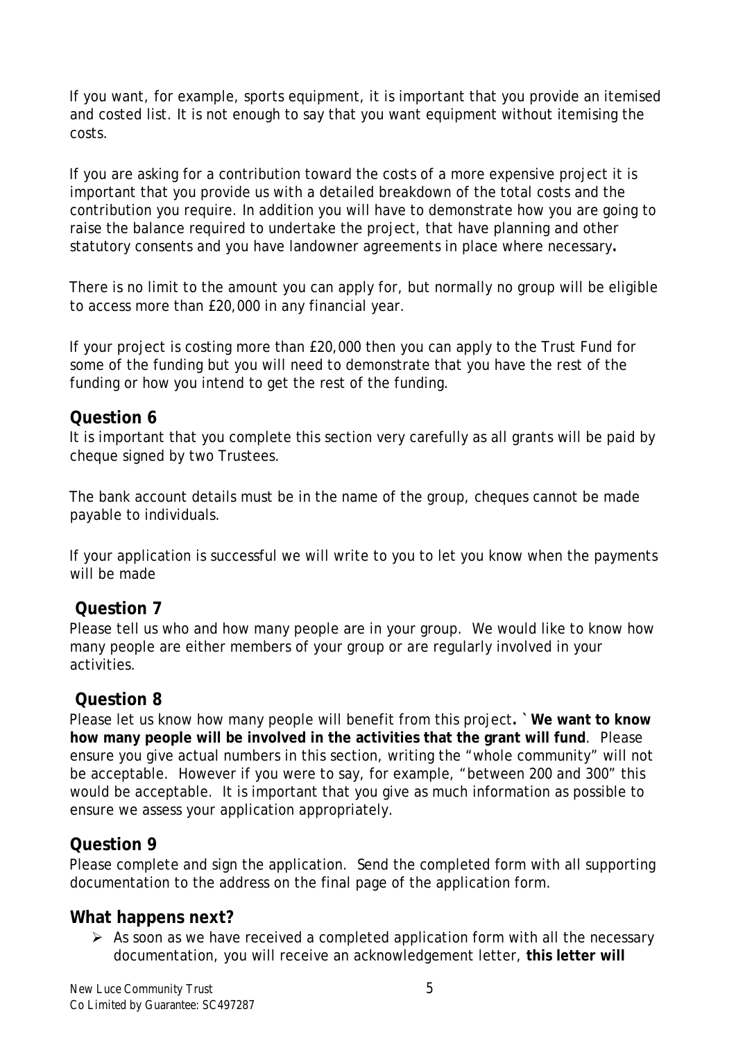If you want, for example, sports equipment, it is important that you provide an itemised and costed list. It is not enough to say that you want equipment without itemising the costs.

If you are asking for a contribution toward the costs of a more expensive project it is important that you provide us with a detailed breakdown of the total costs and the contribution you require. In addition you will have to demonstrate how you are going to raise the balance required to undertake the project, that have planning and other statutory consents and you have landowner agreements in place where necessary**.**

There is no limit to the amount you can apply for, but normally no group will be eligible to access more than £20,000 in any financial year.

If your project is costing more than £20,000 then you can apply to the Trust Fund for some of the funding but you will need to demonstrate that you have the rest of the funding or how you intend to get the rest of the funding.

## Question 6

It is important that you complete this section very carefully as all grants will be paid by cheque signed by two Trustees.

The bank account details must be in the name of the group, cheques cannot be made payable to individuals.

If your application is successful we will write to you to let you know when the payments will be made

## Question 7

Please tell us who and how many people are in your group. We would like to know how many people are either members of your group or are regularly involved in your activities.

## Question 8

Please let us know how many people will benefit from this project**.** ` **We want to know how many people will be involved in the activities that the grant will fund**. Please ensure you give actual numbers in this section, writing the "whole community" will not be acceptable. However if you were to say, for example, "between 200 and 300" this would be acceptable. It is important that you give as much information as possible to ensure we assess your application appropriately.

## Question 9

Please complete and sign the application. Send the completed form with all supporting documentation to the address on the final page of the application form.

## What happens next?

- As soon as we have received a completed application form with all the necessary documentation, you will receive an acknowledgement letter, **this letter will**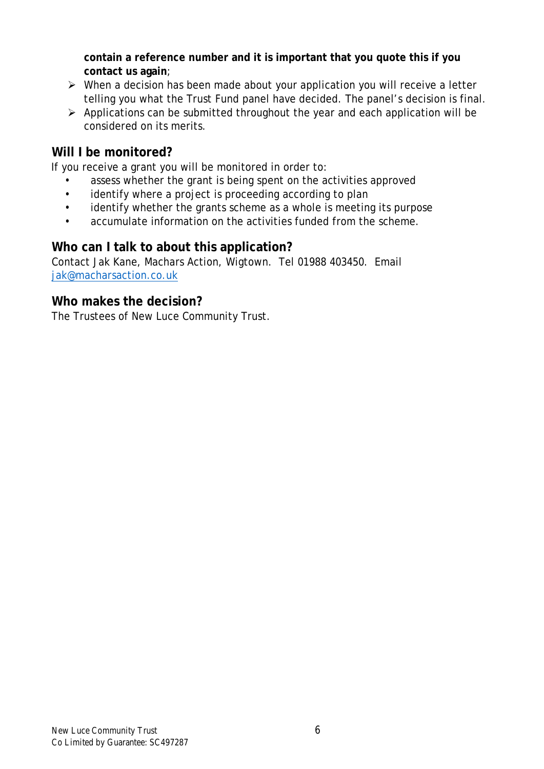**contain a reference number and it is important that you quote this if you contact us again**;

- When a decision has been made about your application you will receive a letter telling you what the Trust Fund panel have decided. The panel's decision is final.
- Applications can be submitted throughout the year and each application will be considered on its merits.

## Will I be monitored?

If you receive a grant you will be monitored in order to:

- assess whether the grant is being spent on the activities approved
- identify where a project is proceeding according to plan
- identify whether the grants scheme as a whole is meeting its purpose
- accumulate information on the activities funded from the scheme.

## Who can I talk to about this application?

Contact Jak Kane, Machars Action, Wigtown. Tel 01988 403450. Email jak@macharsaction.co.uk

## Who makes the decision?

The Trustees of New Luce Community Trust.